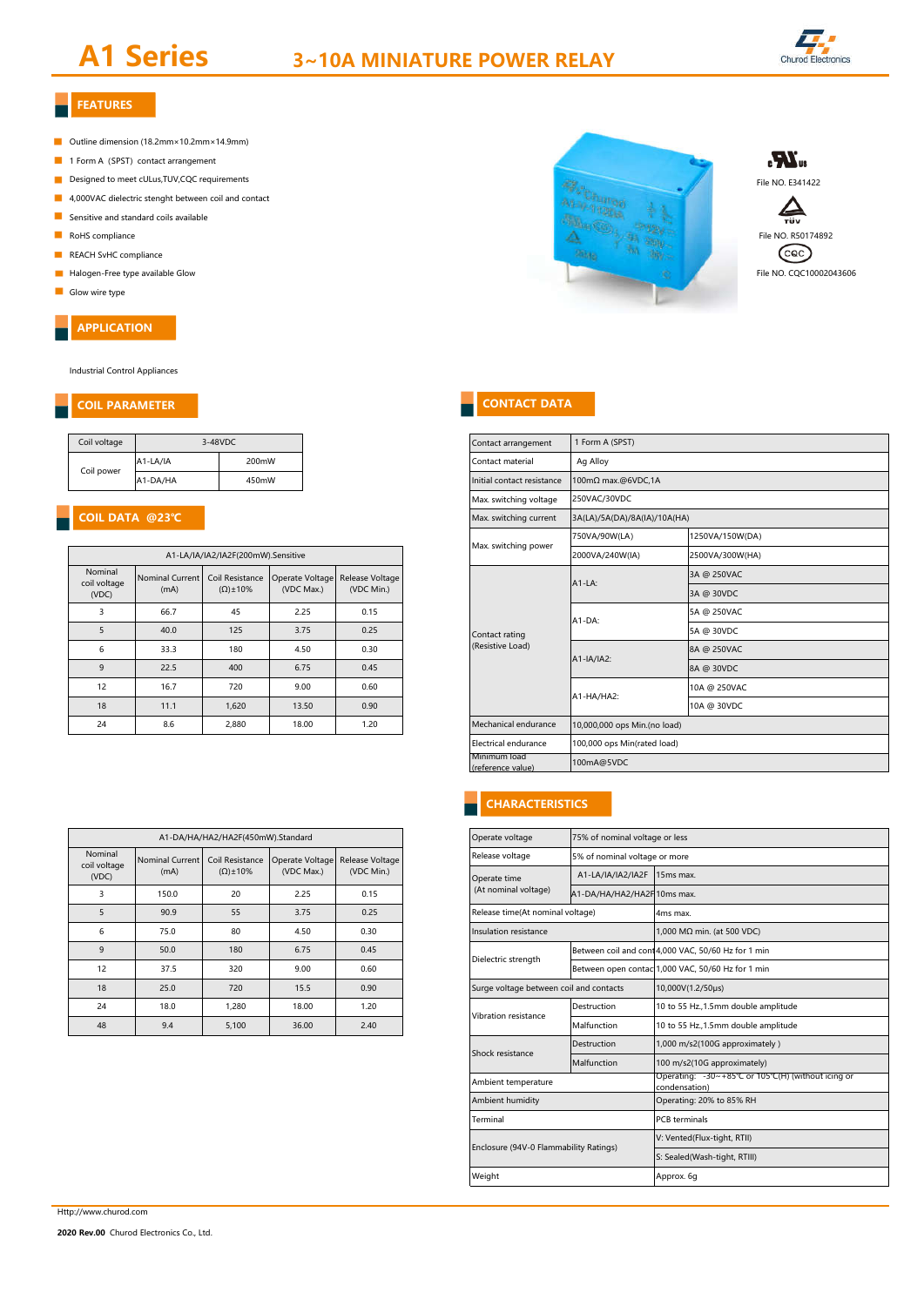# A1 Series

## 3~10A MINIATURE POWER RELAY

Churod Electronics

## FEATURES

- Outline dimension (18.2mm×10.2mm×14.9mm)
- 1 Form A（SPST）contact arrangement
- Designed to meet cULus,TUV,CQC requirements
- 4,000VAC dielectric stenght between coil and contact
- Sensitive and standard coils available
- RoHS compliance
- REACH SvHC compliance
- Halogen-Free type available Glow
- Glow wire type

File NO. E341422

File NO. R50174892

File NO. CQC10002043606

## APPLICATION

Industrial Control Appliances

## COIL PARAMETER

| Coil voltage | 3-48VDC | |
|---|---|---|
| Coil power | A1-LA/IA | 200mW |
| | A1-DA/HA | 450mW |

## COIL DATA @23℃

| A1-LA/IA/IA2/IA2F(200mW).Sensitive | | | | |
|---|---|---|---|---|
| Nominal coil voltage (VDC) | Nominal Current (mA) | Coil Resistance (Ω)±10% | Operate Voltage (VDC Max.) | Release Voltage (VDC Min.) |
| 3 | 66.7 | 45 | 2.25 | 0.15 |
| 5 | 40.0 | 125 | 3.75 | 0.25 |
| 6 | 33.3 | 180 | 4.50 | 0.30 |
| 9 | 22.5 | 400 | 6.75 | 0.45 |
| 12 | 16.7 | 720 | 9.00 | 0.60 |
| 18 | 11.1 | 1,620 | 13.50 | 0.90 |
| 24 | 8.6 | 2,880 | 18.00 | 1.20 |

| A1-DA/HA/HA2/HA2F(450mW).Standard | | | | |
|---|---|---|---|---|
| Nominal coil voltage (VDC) | Nominal Current (mA) | Coil Resistance (Ω)±10% | Operate Voltage (VDC Max.) | Release Voltage (VDC Min.) |
| 3 | 150.0 | 20 | 2.25 | 0.15 |
| 5 | 90.9 | 55 | 3.75 | 0.25 |
| 6 | 75.0 | 80 | 4.50 | 0.30 |
| 9 | 50.0 | 180 | 6.75 | 0.45 |
| 12 | 37.5 | 320 | 9.00 | 0.60 |
| 18 | 25.0 | 720 | 15.5 | 0.90 |
| 24 | 18.0 | 1,280 | 18.00 | 1.20 |
| 48 | 9.4 | 5,100 | 36.00 | 2.40 |

## CONTACT DATA

| Contact arrangement | 1 Form A (SPST) | |
|---|---|---|
| Contact material | Ag Alloy | |
| Initial contact resistance | 100mΩ max.@6VDC,1A | |
| Max. switching voltage | 250VAC/30VDC | |
| Max. switching current | 3A(LA)/5A(DA)/8A(IA)/10A(HA) | |
| Max. switching power | 750VA/90W(LA) | 1250VA/150W(DA) |
| | 2000VA/240W(IA) | 2500VA/300W(HA) |
| Contact rating (Resistive Load) | A1-LA: | 3A @ 250VAC |
| | | 3A @ 30VDC |
| | A1-DA: | 5A @ 250VAC |
| | | 5A @ 30VDC |
| | A1-IA/IA2: | 8A @ 250VAC |
| | | 8A @ 30VDC |
| | A1-HA/HA2: | 10A @ 250VAC |
| | | 10A @ 30VDC |
| Mechanical endurance | 10,000,000 ops Min.(no load) | |
| Electrical endurance | 100,000 ops Min(rated load) | |
| Minimum load (reference value) | 100mA@5VDC | |

## CHARACTERISTICS

| Operate voltage | 75% of nominal voltage or less | |
|---|---|---|
| Release voltage | 5% of nominal voltage or more | |
| Operate time (At nominal voltage) | A1-LA/IA/IA2/IA2F | 15ms max. |
| | A1-DA/HA/HA2/HA2F | 10ms max. |
| Release time(At nominal voltage) | | 4ms max. |
| Insulation resistance | | 1,000 MΩ min. (at 500 VDC) |
| Dielectric strength | Between coil and cont | 4,000 VAC, 50/60 Hz for 1 min |
| | Between open contac | 1,000 VAC, 50/60 Hz for 1 min |
| Surge voltage between coil and contacts | | 10,000V(1.2/50μs) |
| Vibration resistance | Destruction | 10 to 55 Hz.,1.5mm double amplitude |
| | Malfunction | 10 to 55 Hz.,1.5mm double amplitude |
| Shock resistance | Destruction | 1,000 m/s2(100G approximately ) |
| | Malfunction | 100 m/s2(10G approximately) |
| Ambient temperature | | Operating: -30~+85℃ or 105℃(H) (without icing or condensation) |
| Ambient humidity | | Operating: 20% to 85% RH |
| Terminal | | PCB terminals |
| Enclosure (94V-0 Flammability Ratings) | | V: Vented(Flux-tight, RTII) |
| | | S: Sealed(Wash-tight, RTIII) |
| Weight | | Approx. 6g |

Http://www.churod.com

**2020 Rev.00** Churod Electronics Co., Ltd.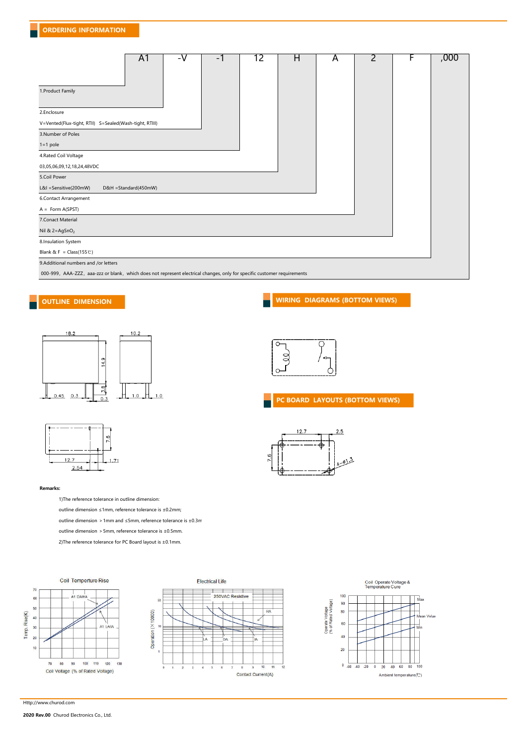## ORDERING INFORMATION

| A1 | -V | -1 | 12 | H | A | 2 | F | ,000 |
|---|---|---|---|---|---|---|---|---|

1.Product Family

2.Enclosure
V=Vented(Flux-tight, RTII)  S=Sealed(Wash-tight, RTIII)

3.Number of Poles
1=1 pole

4.Rated Coil Voltage
03,05,06,09,12,18,24,48VDC

5.Coil Power
L&I =Sensitive(200mW)  D&H =Standard(450mW)

6.Contact Arrangement
A = Form A(SPST)

7.Conact Material
Nil & 2=$AgSnO_2$

8.Insulation System
Blank & F = Class(155℃)

9.Additional numbers and /or letters
000-999，AAA-ZZZ，aaa-zzz or blank，which does not represent electrical changes, only for specific customer requirements

## OUTLINE DIMENSION

## WIRING DIAGRAMS (BOTTOM VIEWS)

## PC BOARD LAYOUTS (BOTTOM VIEWS)

**Remarks:**

1)The reference tolerance in outline dimension:

outline dimension ≤1mm, reference tolerance is ±0.2mm;

outline dimension ＞1mm and ≤5mm, reference tolerance is ±0.3m

outline dimension ＞5mm, reference tolerance is ±0.5mm.

2)The reference tolerance for PC Board layout is ±0.1mm.

Coil Temperture Rise

Electrical Life

Coil Operate Voltage & Temperature Cure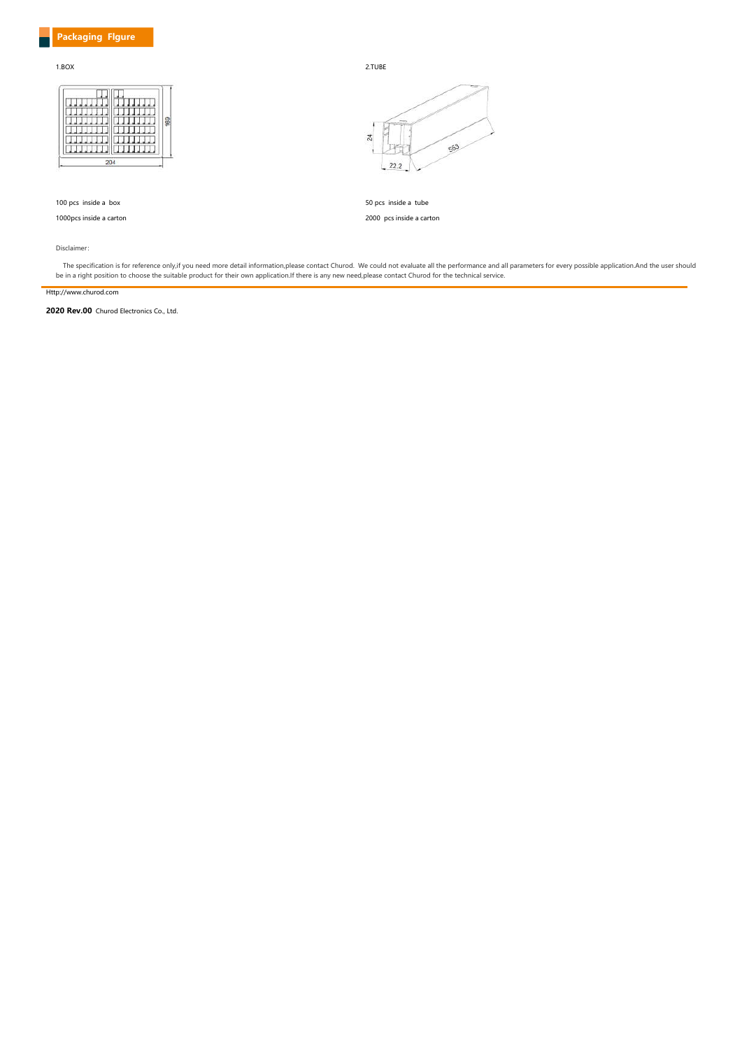## Packaging Flgure

1.BOX

204

169

100 pcs inside a box

1000pcs inside a carton

2.TUBE

24

22.2

553

50 pcs inside a tube

2000 pcs inside a carton

Disclaimer:

The specification is for reference only,if you need more detail information,please contact Churod. We could not evaluate all the performance and all parameters for every possible application.And the user should be in a right position to choose the suitable product for their own application.If there is any new need,please contact Churod for the technical service.

Http://www.churod.com

**2020 Rev.00** Churod Electronics Co., Ltd.